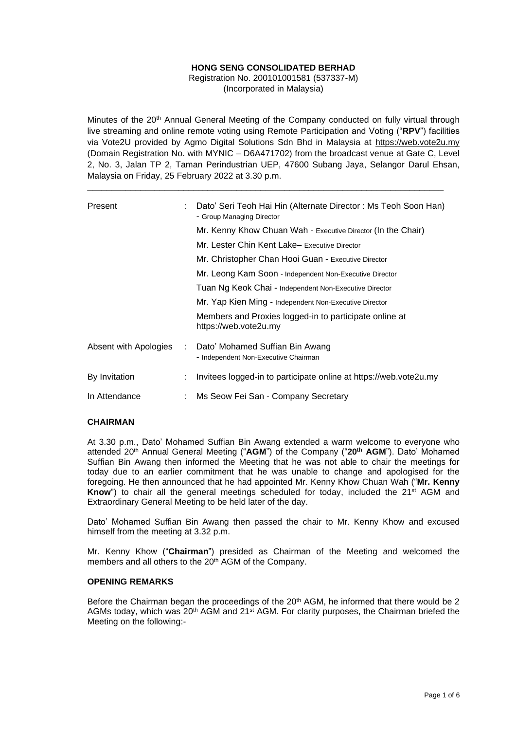**HONG SENG CONSOLIDATED BERHAD**
Registration No. 200101001581 (537337-M)
(Incorporated in Malaysia)

Minutes of the 20th Annual General Meeting of the Company conducted on fully virtual through live streaming and online remote voting using Remote Participation and Voting ("**RPV**") facilities via Vote2U provided by Agmo Digital Solutions Sdn Bhd in Malaysia at https://web.vote2u.my (Domain Registration No. with MYNIC – D6A471702) from the broadcast venue at Gate C, Level 2, No. 3, Jalan TP 2, Taman Perindustrian UEP, 47600 Subang Jaya, Selangor Darul Ehsan, Malaysia on Friday, 25 February 2022 at 3.30 p.m.

---

| | | |
|---|---|---|
| Present | : | Dato' Seri Teoh Hai Hin (Alternate Director : Ms Teoh Soon Han) - Group Managing Director |
| | | Mr. Kenny Khow Chuan Wah - Executive Director (In the Chair) |
| | | Mr. Lester Chin Kent Lake– Executive Director |
| | | Mr. Christopher Chan Hooi Guan - Executive Director |
| | | Mr. Leong Kam Soon - Independent Non-Executive Director |
| | | Tuan Ng Keok Chai - Independent Non-Executive Director |
| | | Mr. Yap Kien Ming - Independent Non-Executive Director |
| | | Members and Proxies logged-in to participate online at https://web.vote2u.my |
| Absent with Apologies | : | Dato' Mohamed Suffian Bin Awang - Independent Non-Executive Chairman |
| By Invitation | : | Invitees logged-in to participate online at https://web.vote2u.my |
| In Attendance | : | Ms Seow Fei San - Company Secretary |

**CHAIRMAN**

At 3.30 p.m., Dato' Mohamed Suffian Bin Awang extended a warm welcome to everyone who attended 20th Annual General Meeting ("**AGM**") of the Company ("**20th AGM**"). Dato' Mohamed Suffian Bin Awang then informed the Meeting that he was not able to chair the meetings for today due to an earlier commitment that he was unable to change and apologised for the foregoing. He then announced that he had appointed Mr. Kenny Khow Chuan Wah ("**Mr. Kenny Know**") to chair all the general meetings scheduled for today, included the 21st AGM and Extraordinary General Meeting to be held later of the day.

Dato' Mohamed Suffian Bin Awang then passed the chair to Mr. Kenny Khow and excused himself from the meeting at 3.32 p.m.

Mr. Kenny Khow ("**Chairman**") presided as Chairman of the Meeting and welcomed the members and all others to the 20th AGM of the Company.

**OPENING REMARKS**

Before the Chairman began the proceedings of the 20th AGM, he informed that there would be 2 AGMs today, which was 20th AGM and 21st AGM. For clarity purposes, the Chairman briefed the Meeting on the following:-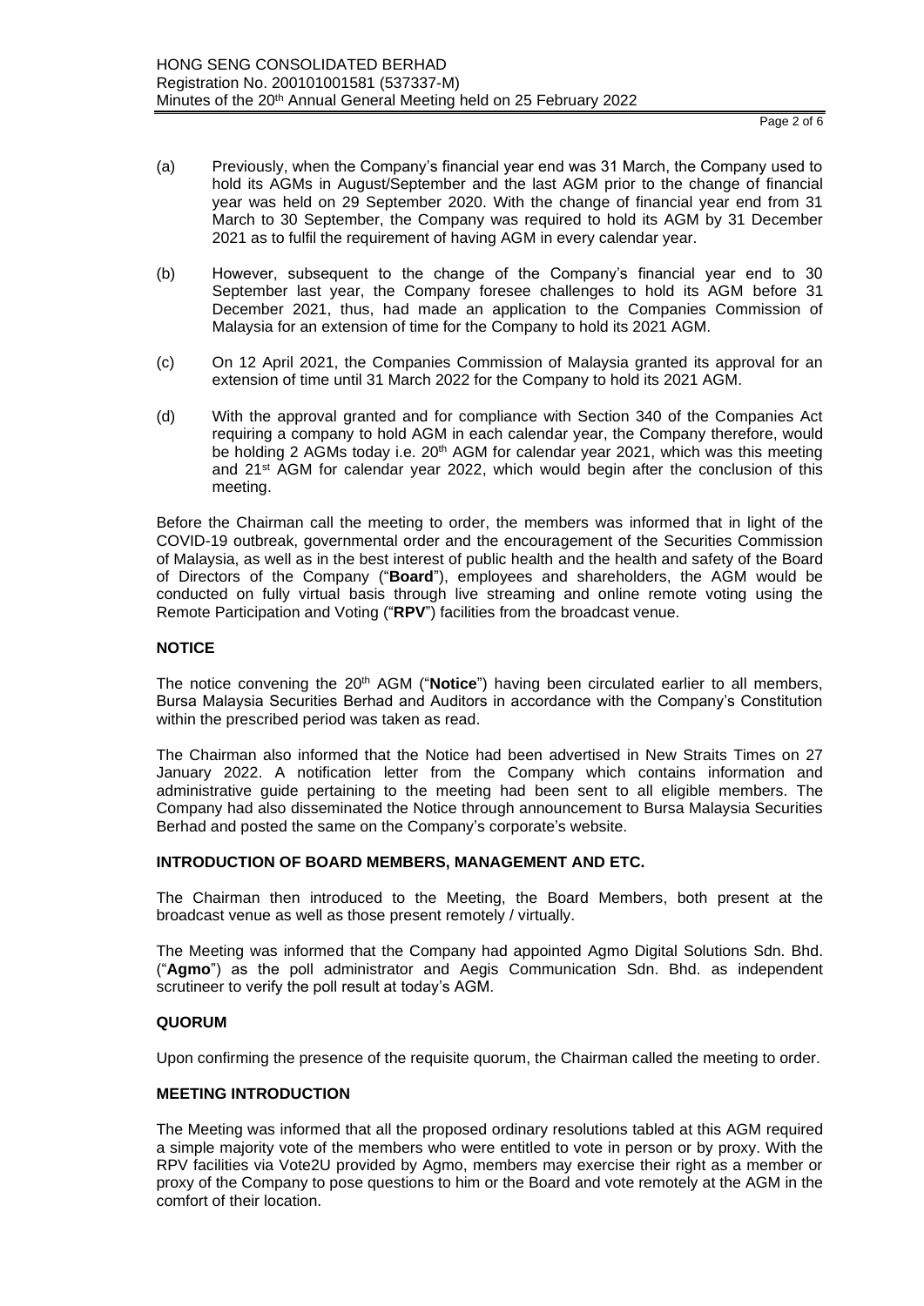(a) Previously, when the Company's financial year end was 31 March, the Company used to hold its AGMs in August/September and the last AGM prior to the change of financial year was held on 29 September 2020. With the change of financial year end from 31 March to 30 September, the Company was required to hold its AGM by 31 December 2021 as to fulfil the requirement of having AGM in every calendar year.

(b) However, subsequent to the change of the Company's financial year end to 30 September last year, the Company foresee challenges to hold its AGM before 31 December 2021, thus, had made an application to the Companies Commission of Malaysia for an extension of time for the Company to hold its 2021 AGM.

(c) On 12 April 2021, the Companies Commission of Malaysia granted its approval for an extension of time until 31 March 2022 for the Company to hold its 2021 AGM.

(d) With the approval granted and for compliance with Section 340 of the Companies Act requiring a company to hold AGM in each calendar year, the Company therefore, would be holding 2 AGMs today i.e. 20th AGM for calendar year 2021, which was this meeting and 21st AGM for calendar year 2022, which would begin after the conclusion of this meeting.

Before the Chairman call the meeting to order, the members was informed that in light of the COVID-19 outbreak, governmental order and the encouragement of the Securities Commission of Malaysia, as well as in the best interest of public health and the health and safety of the Board of Directors of the Company ("**Board**"), employees and shareholders, the AGM would be conducted on fully virtual basis through live streaming and online remote voting using the Remote Participation and Voting ("**RPV**") facilities from the broadcast venue.

## NOTICE

The notice convening the 20th AGM ("**Notice**") having been circulated earlier to all members, Bursa Malaysia Securities Berhad and Auditors in accordance with the Company's Constitution within the prescribed period was taken as read.

The Chairman also informed that the Notice had been advertised in New Straits Times on 27 January 2022. A notification letter from the Company which contains information and administrative guide pertaining to the meeting had been sent to all eligible members. The Company had also disseminated the Notice through announcement to Bursa Malaysia Securities Berhad and posted the same on the Company's corporate's website.

## INTRODUCTION OF BOARD MEMBERS, MANAGEMENT AND ETC.

The Chairman then introduced to the Meeting, the Board Members, both present at the broadcast venue as well as those present remotely / virtually.

The Meeting was informed that the Company had appointed Agmo Digital Solutions Sdn. Bhd. ("**Agmo**") as the poll administrator and Aegis Communication Sdn. Bhd. as independent scrutineer to verify the poll result at today's AGM.

## QUORUM

Upon confirming the presence of the requisite quorum, the Chairman called the meeting to order.

## MEETING INTRODUCTION

The Meeting was informed that all the proposed ordinary resolutions tabled at this AGM required a simple majority vote of the members who were entitled to vote in person or by proxy. With the RPV facilities via Vote2U provided by Agmo, members may exercise their right as a member or proxy of the Company to pose questions to him or the Board and vote remotely at the AGM in the comfort of their location.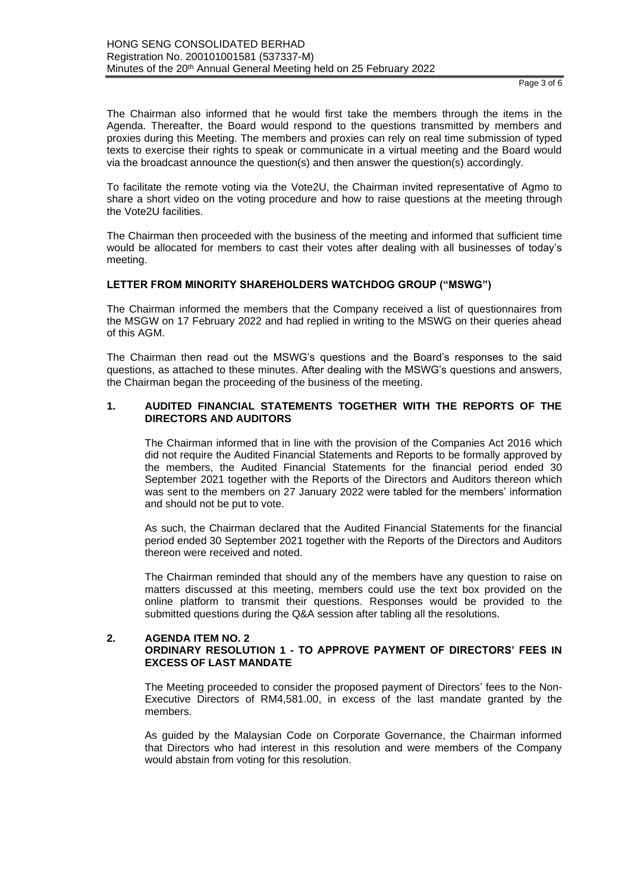The Chairman also informed that he would first take the members through the items in the Agenda. Thereafter, the Board would respond to the questions transmitted by members and proxies during this Meeting. The members and proxies can rely on real time submission of typed texts to exercise their rights to speak or communicate in a virtual meeting and the Board would via the broadcast announce the question(s) and then answer the question(s) accordingly.

To facilitate the remote voting via the Vote2U, the Chairman invited representative of Agmo to share a short video on the voting procedure and how to raise questions at the meeting through the Vote2U facilities.

The Chairman then proceeded with the business of the meeting and informed that sufficient time would be allocated for members to cast their votes after dealing with all businesses of today's meeting.

**LETTER FROM MINORITY SHAREHOLDERS WATCHDOG GROUP ("MSWG")**

The Chairman informed the members that the Company received a list of questionnaires from the MSGW on 17 February 2022 and had replied in writing to the MSWG on their queries ahead of this AGM.

The Chairman then read out the MSWG's questions and the Board's responses to the said questions, as attached to these minutes. After dealing with the MSWG's questions and answers, the Chairman began the proceeding of the business of the meeting.

**1. AUDITED FINANCIAL STATEMENTS TOGETHER WITH THE REPORTS OF THE DIRECTORS AND AUDITORS**

The Chairman informed that in line with the provision of the Companies Act 2016 which did not require the Audited Financial Statements and Reports to be formally approved by the members, the Audited Financial Statements for the financial period ended 30 September 2021 together with the Reports of the Directors and Auditors thereon which was sent to the members on 27 January 2022 were tabled for the members' information and should not be put to vote.

As such, the Chairman declared that the Audited Financial Statements for the financial period ended 30 September 2021 together with the Reports of the Directors and Auditors thereon were received and noted.

The Chairman reminded that should any of the members have any question to raise on matters discussed at this meeting, members could use the text box provided on the online platform to transmit their questions. Responses would be provided to the submitted questions during the Q&A session after tabling all the resolutions.

**2. AGENDA ITEM NO. 2**
**ORDINARY RESOLUTION 1 - TO APPROVE PAYMENT OF DIRECTORS' FEES IN EXCESS OF LAST MANDATE**

The Meeting proceeded to consider the proposed payment of Directors' fees to the Non-Executive Directors of RM4,581.00, in excess of the last mandate granted by the members.

As guided by the Malaysian Code on Corporate Governance, the Chairman informed that Directors who had interest in this resolution and were members of the Company would abstain from voting for this resolution.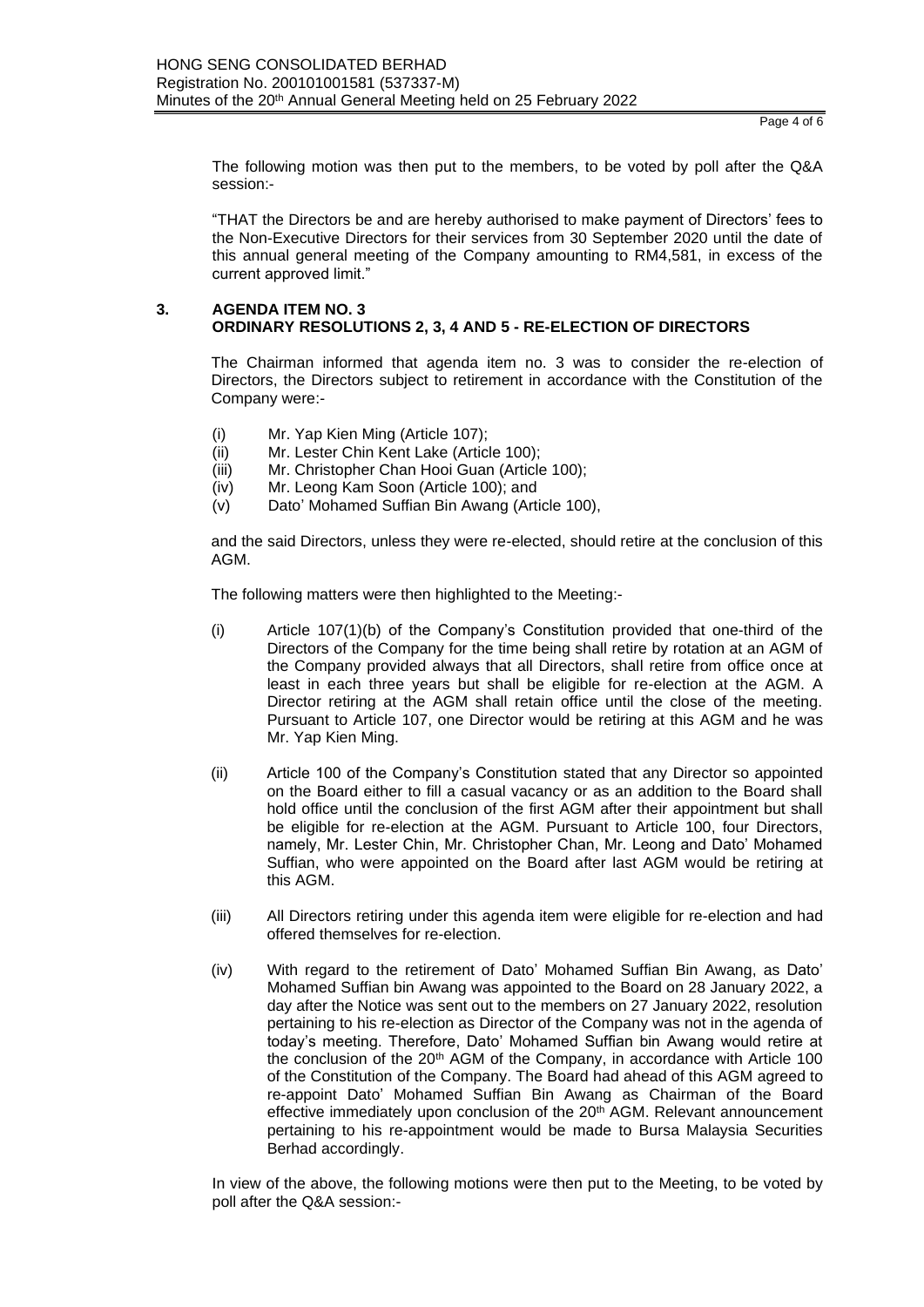The following motion was then put to the members, to be voted by poll after the Q&A session:-

"THAT the Directors be and are hereby authorised to make payment of Directors' fees to the Non-Executive Directors for their services from 30 September 2020 until the date of this annual general meeting of the Company amounting to RM4,581, in excess of the current approved limit."

### 3. AGENDA ITEM NO. 3
### ORDINARY RESOLUTIONS 2, 3, 4 AND 5 - RE-ELECTION OF DIRECTORS

The Chairman informed that agenda item no. 3 was to consider the re-election of Directors, the Directors subject to retirement in accordance with the Constitution of the Company were:-

(i) Mr. Yap Kien Ming (Article 107);
(ii) Mr. Lester Chin Kent Lake (Article 100);
(iii) Mr. Christopher Chan Hooi Guan (Article 100);
(iv) Mr. Leong Kam Soon (Article 100); and
(v) Dato' Mohamed Suffian Bin Awang (Article 100),

and the said Directors, unless they were re-elected, should retire at the conclusion of this AGM.

The following matters were then highlighted to the Meeting:-

(i) Article 107(1)(b) of the Company's Constitution provided that one-third of the Directors of the Company for the time being shall retire by rotation at an AGM of the Company provided always that all Directors, shall retire from office once at least in each three years but shall be eligible for re-election at the AGM. A Director retiring at the AGM shall retain office until the close of the meeting. Pursuant to Article 107, one Director would be retiring at this AGM and he was Mr. Yap Kien Ming.

(ii) Article 100 of the Company's Constitution stated that any Director so appointed on the Board either to fill a casual vacancy or as an addition to the Board shall hold office until the conclusion of the first AGM after their appointment but shall be eligible for re-election at the AGM. Pursuant to Article 100, four Directors, namely, Mr. Lester Chin, Mr. Christopher Chan, Mr. Leong and Dato' Mohamed Suffian, who were appointed on the Board after last AGM would be retiring at this AGM.

(iii) All Directors retiring under this agenda item were eligible for re-election and had offered themselves for re-election.

(iv) With regard to the retirement of Dato' Mohamed Suffian Bin Awang, as Dato' Mohamed Suffian bin Awang was appointed to the Board on 28 January 2022, a day after the Notice was sent out to the members on 27 January 2022, resolution pertaining to his re-election as Director of the Company was not in the agenda of today's meeting. Therefore, Dato' Mohamed Suffian bin Awang would retire at the conclusion of the 20th AGM of the Company, in accordance with Article 100 of the Constitution of the Company. The Board had ahead of this AGM agreed to re-appoint Dato' Mohamed Suffian Bin Awang as Chairman of the Board effective immediately upon conclusion of the 20th AGM. Relevant announcement pertaining to his re-appointment would be made to Bursa Malaysia Securities Berhad accordingly.

In view of the above, the following motions were then put to the Meeting, to be voted by poll after the Q&A session:-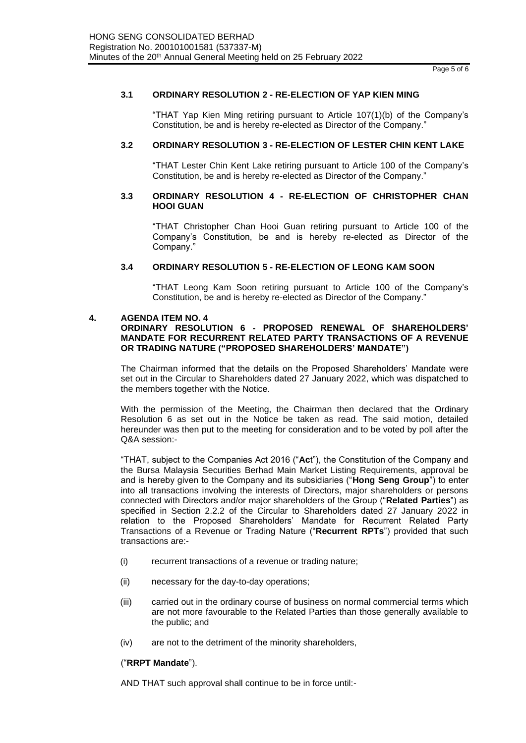### 3.1 ORDINARY RESOLUTION 2 - RE-ELECTION OF YAP KIEN MING

"THAT Yap Kien Ming retiring pursuant to Article 107(1)(b) of the Company's Constitution, be and is hereby re-elected as Director of the Company."

### 3.2 ORDINARY RESOLUTION 3 - RE-ELECTION OF LESTER CHIN KENT LAKE

"THAT Lester Chin Kent Lake retiring pursuant to Article 100 of the Company's Constitution, be and is hereby re-elected as Director of the Company."

### 3.3 ORDINARY RESOLUTION 4 - RE-ELECTION OF CHRISTOPHER CHAN HOOI GUAN

"THAT Christopher Chan Hooi Guan retiring pursuant to Article 100 of the Company's Constitution, be and is hereby re-elected as Director of the Company."

### 3.4 ORDINARY RESOLUTION 5 - RE-ELECTION OF LEONG KAM SOON

"THAT Leong Kam Soon retiring pursuant to Article 100 of the Company's Constitution, be and is hereby re-elected as Director of the Company."

## 4. AGENDA ITEM NO. 4
**ORDINARY RESOLUTION 6 - PROPOSED RENEWAL OF SHAREHOLDERS' MANDATE FOR RECURRENT RELATED PARTY TRANSACTIONS OF A REVENUE OR TRADING NATURE ("PROPOSED SHAREHOLDERS' MANDATE")**

The Chairman informed that the details on the Proposed Shareholders' Mandate were set out in the Circular to Shareholders dated 27 January 2022, which was dispatched to the members together with the Notice.

With the permission of the Meeting, the Chairman then declared that the Ordinary Resolution 6 as set out in the Notice be taken as read. The said motion, detailed hereunder was then put to the meeting for consideration and to be voted by poll after the Q&A session:-

"THAT, subject to the Companies Act 2016 ("**Act**"), the Constitution of the Company and the Bursa Malaysia Securities Berhad Main Market Listing Requirements, approval be and is hereby given to the Company and its subsidiaries ("**Hong Seng Group**") to enter into all transactions involving the interests of Directors, major shareholders or persons connected with Directors and/or major shareholders of the Group ("**Related Parties**") as specified in Section 2.2.2 of the Circular to Shareholders dated 27 January 2022 in relation to the Proposed Shareholders' Mandate for Recurrent Related Party Transactions of a Revenue or Trading Nature ("**Recurrent RPTs**") provided that such transactions are:-

(i) recurrent transactions of a revenue or trading nature;

(ii) necessary for the day-to-day operations;

(iii) carried out in the ordinary course of business on normal commercial terms which are not more favourable to the Related Parties than those generally available to the public; and

(iv) are not to the detriment of the minority shareholders,

("**RRPT Mandate**").

AND THAT such approval shall continue to be in force until:-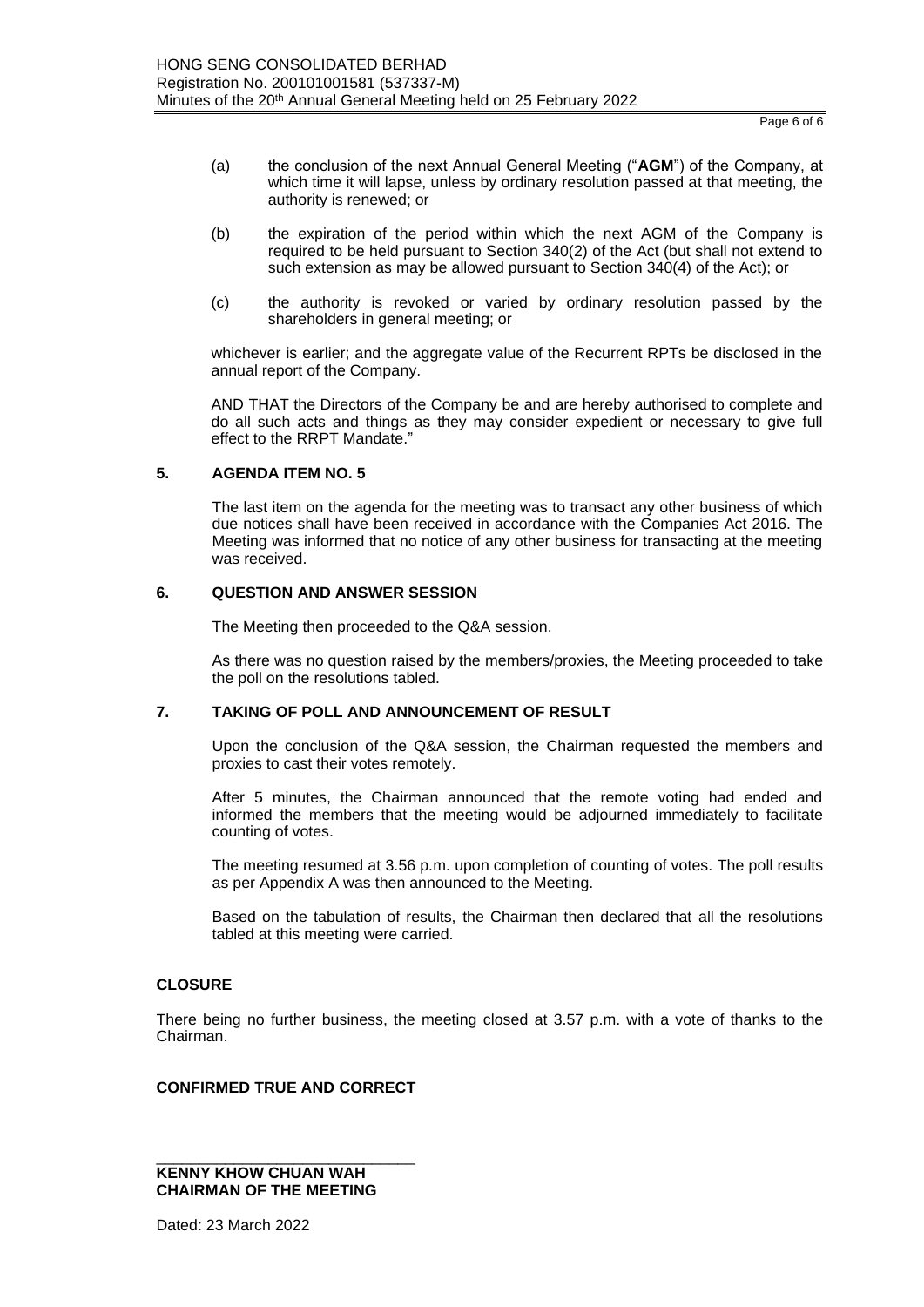(a) the conclusion of the next Annual General Meeting ("**AGM**") of the Company, at which time it will lapse, unless by ordinary resolution passed at that meeting, the authority is renewed; or

(b) the expiration of the period within which the next AGM of the Company is required to be held pursuant to Section 340(2) of the Act (but shall not extend to such extension as may be allowed pursuant to Section 340(4) of the Act); or

(c) the authority is revoked or varied by ordinary resolution passed by the shareholders in general meeting; or

whichever is earlier; and the aggregate value of the Recurrent RPTs be disclosed in the annual report of the Company.

AND THAT the Directors of the Company be and are hereby authorised to complete and do all such acts and things as they may consider expedient or necessary to give full effect to the RRPT Mandate."

**5. AGENDA ITEM NO. 5**

The last item on the agenda for the meeting was to transact any other business of which due notices shall have been received in accordance with the Companies Act 2016. The Meeting was informed that no notice of any other business for transacting at the meeting was received.

**6. QUESTION AND ANSWER SESSION**

The Meeting then proceeded to the Q&A session.

As there was no question raised by the members/proxies, the Meeting proceeded to take the poll on the resolutions tabled.

**7. TAKING OF POLL AND ANNOUNCEMENT OF RESULT**

Upon the conclusion of the Q&A session, the Chairman requested the members and proxies to cast their votes remotely.

After 5 minutes, the Chairman announced that the remote voting had ended and informed the members that the meeting would be adjourned immediately to facilitate counting of votes.

The meeting resumed at 3.56 p.m. upon completion of counting of votes. The poll results as per Appendix A was then announced to the Meeting.

Based on the tabulation of results, the Chairman then declared that all the resolutions tabled at this meeting were carried.

**CLOSURE**

There being no further business, the meeting closed at 3.57 p.m. with a vote of thanks to the Chairman.

**CONFIRMED TRUE AND CORRECT**

\_\_\_\_\_\_\_\_\_\_\_\_\_\_\_\_\_\_\_\_\_\_\_\_\_\_\_\_\_\_\_\_

**KENNY KHOW CHUAN WAH**
**CHAIRMAN OF THE MEETING**

Dated: 23 March 2022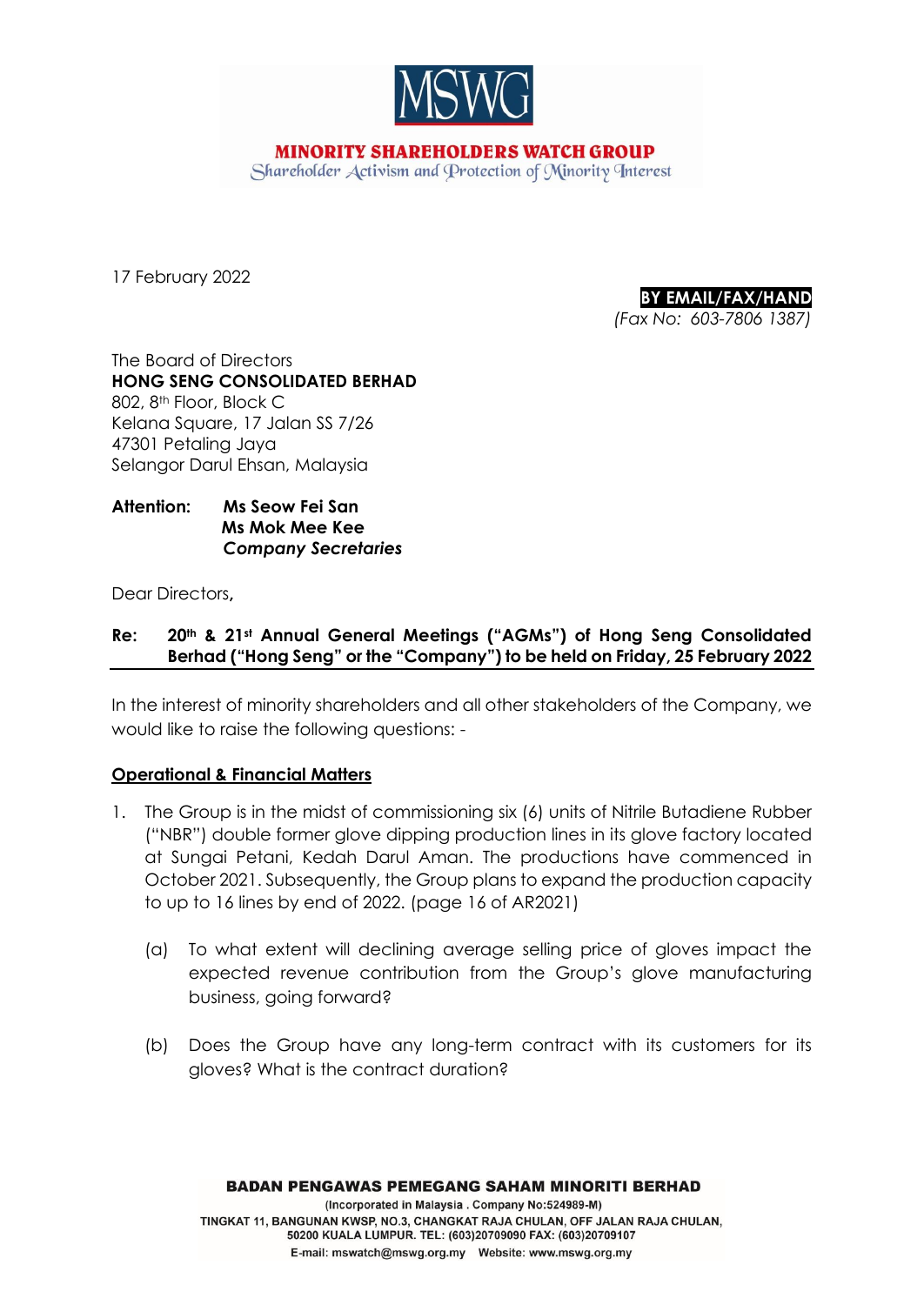**MINORITY SHAREHOLDERS WATCH GROUP**
*Shareholder Activism and Protection of Minority Interest*

17 February 2022

**BY EMAIL/FAX/HAND**
*(Fax No: 603-7806 1387)*

The Board of Directors
**HONG SENG CONSOLIDATED BERHAD**
802, 8th Floor, Block C
Kelana Square, 17 Jalan SS 7/26
47301 Petaling Jaya
Selangor Darul Ehsan, Malaysia

**Attention: Ms Seow Fei San**
**Ms Mok Mee Kee**
***Company Secretaries***

Dear Directors,

**Re: 20th & 21st Annual General Meetings ("AGMs") of Hong Seng Consolidated Berhad ("Hong Seng" or the "Company") to be held on Friday, 25 February 2022**

In the interest of minority shareholders and all other stakeholders of the Company, we would like to raise the following questions: -

**Operational & Financial Matters**

1. The Group is in the midst of commissioning six (6) units of Nitrile Butadiene Rubber ("NBR") double former glove dipping production lines in its glove factory located at Sungai Petani, Kedah Darul Aman. The productions have commenced in October 2021. Subsequently, the Group plans to expand the production capacity to up to 16 lines by end of 2022. (page 16 of AR2021)

   (a) To what extent will declining average selling price of gloves impact the expected revenue contribution from the Group's glove manufacturing business, going forward?

   (b) Does the Group have any long-term contract with its customers for its gloves? What is the contract duration?

**BADAN PENGAWAS PEMEGANG SAHAM MINORITI BERHAD**
(Incorporated in Malaysia . Company No:524989-M)
TINGKAT 11, BANGUNAN KWSP, NO.3, CHANGKAT RAJA CHULAN, OFF JALAN RAJA CHULAN, 50200 KUALA LUMPUR. TEL: (603)20709090 FAX: (603)20709107
E-mail: mswatch@mswg.org.my Website: www.mswg.org.my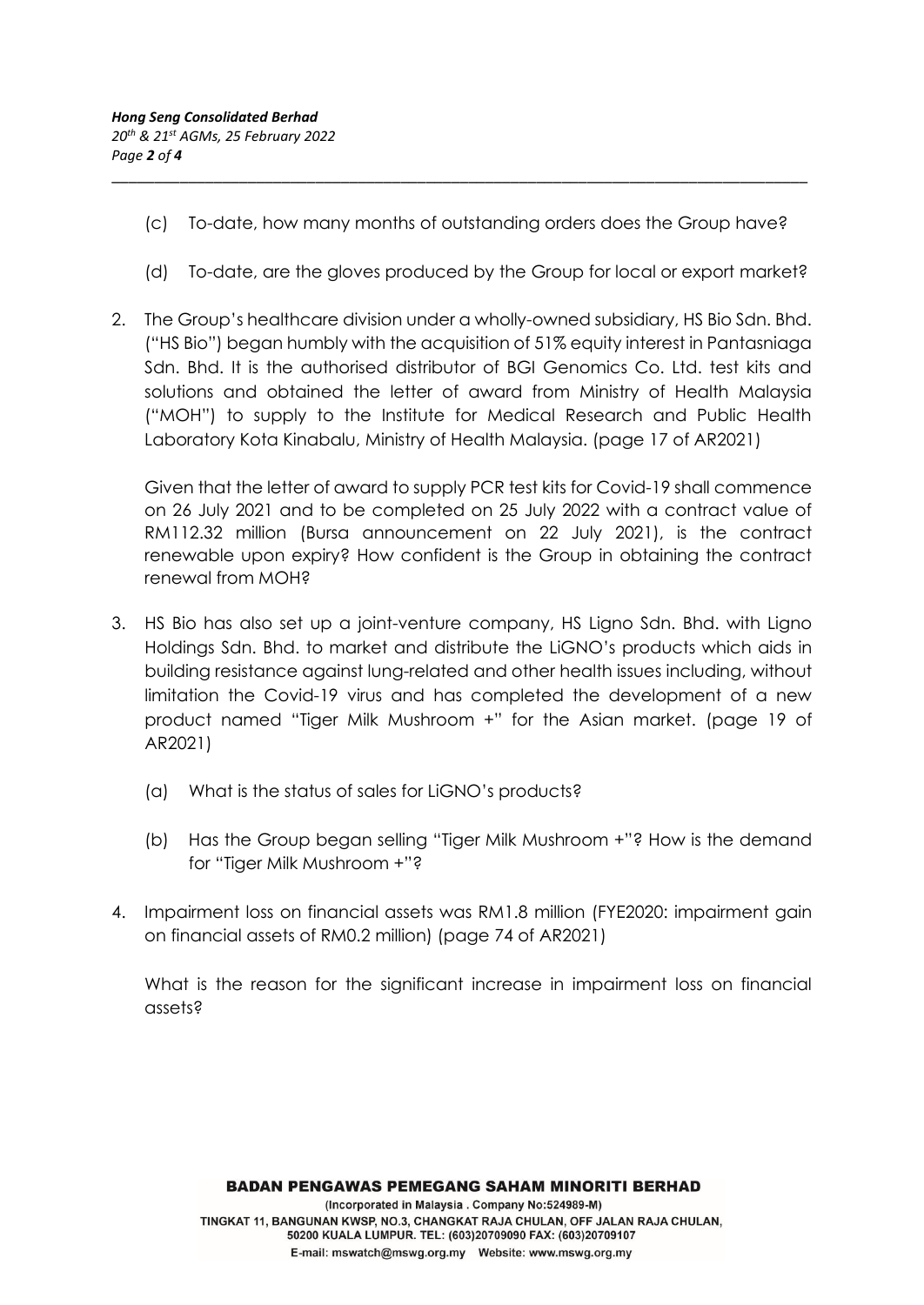(c) To-date, how many months of outstanding orders does the Group have?

(d) To-date, are the gloves produced by the Group for local or export market?

2. The Group's healthcare division under a wholly-owned subsidiary, HS Bio Sdn. Bhd. ("HS Bio") began humbly with the acquisition of 51% equity interest in Pantasniaga Sdn. Bhd. It is the authorised distributor of BGI Genomics Co. Ltd. test kits and solutions and obtained the letter of award from Ministry of Health Malaysia ("MOH") to supply to the Institute for Medical Research and Public Health Laboratory Kota Kinabalu, Ministry of Health Malaysia. (page 17 of AR2021)

   Given that the letter of award to supply PCR test kits for Covid-19 shall commence on 26 July 2021 and to be completed on 25 July 2022 with a contract value of RM112.32 million (Bursa announcement on 22 July 2021), is the contract renewable upon expiry? How confident is the Group in obtaining the contract renewal from MOH?

3. HS Bio has also set up a joint-venture company, HS Ligno Sdn. Bhd. with Ligno Holdings Sdn. Bhd. to market and distribute the LiGNO's products which aids in building resistance against lung-related and other health issues including, without limitation the Covid-19 virus and has completed the development of a new product named "Tiger Milk Mushroom +" for the Asian market. (page 19 of AR2021)

   (a) What is the status of sales for LiGNO's products?

   (b) Has the Group began selling "Tiger Milk Mushroom +"? How is the demand for "Tiger Milk Mushroom +"?

4. Impairment loss on financial assets was RM1.8 million (FYE2020: impairment gain on financial assets of RM0.2 million) (page 74 of AR2021)

   What is the reason for the significant increase in impairment loss on financial assets?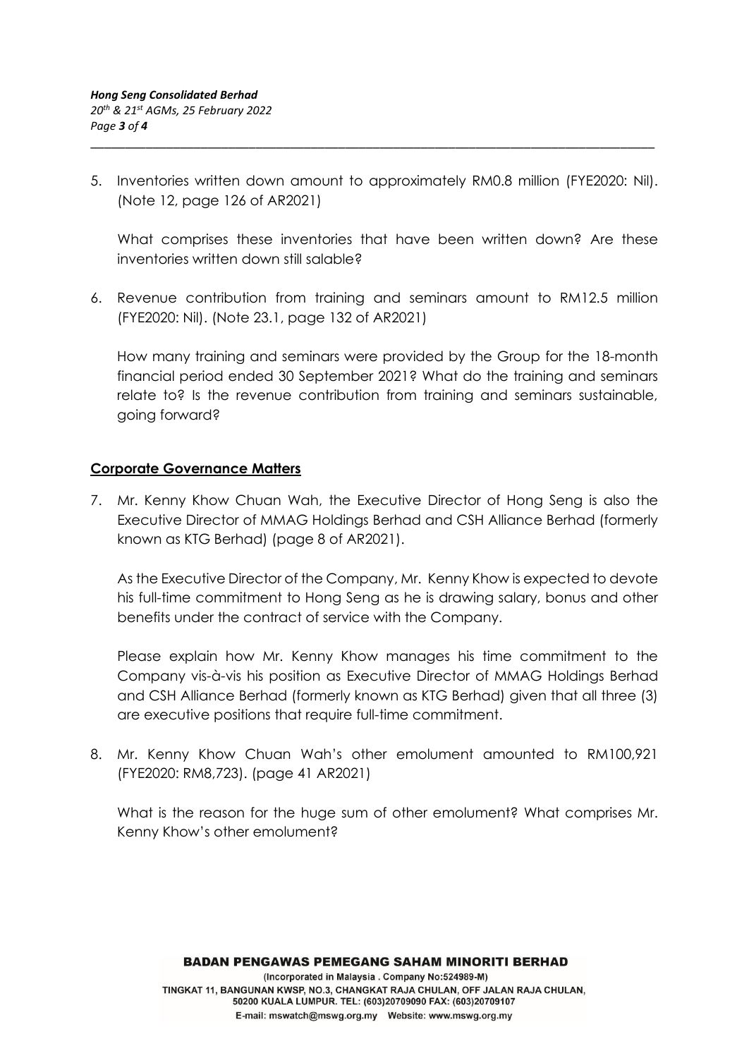5. Inventories written down amount to approximately RM0.8 million (FYE2020: Nil). (Note 12, page 126 of AR2021)

   What comprises these inventories that have been written down? Are these inventories written down still salable?

6. Revenue contribution from training and seminars amount to RM12.5 million (FYE2020: Nil). (Note 23.1, page 132 of AR2021)

   How many training and seminars were provided by the Group for the 18-month financial period ended 30 September 2021? What do the training and seminars relate to? Is the revenue contribution from training and seminars sustainable, going forward?

## Corporate Governance Matters

7. Mr. Kenny Khow Chuan Wah, the Executive Director of Hong Seng is also the Executive Director of MMAG Holdings Berhad and CSH Alliance Berhad (formerly known as KTG Berhad) (page 8 of AR2021).

   As the Executive Director of the Company, Mr. Kenny Khow is expected to devote his full-time commitment to Hong Seng as he is drawing salary, bonus and other benefits under the contract of service with the Company.

   Please explain how Mr. Kenny Khow manages his time commitment to the Company vis-à-vis his position as Executive Director of MMAG Holdings Berhad and CSH Alliance Berhad (formerly known as KTG Berhad) given that all three (3) are executive positions that require full-time commitment.

8. Mr. Kenny Khow Chuan Wah's other emolument amounted to RM100,921 (FYE2020: RM8,723). (page 41 AR2021)

   What is the reason for the huge sum of other emolument? What comprises Mr. Kenny Khow's other emolument?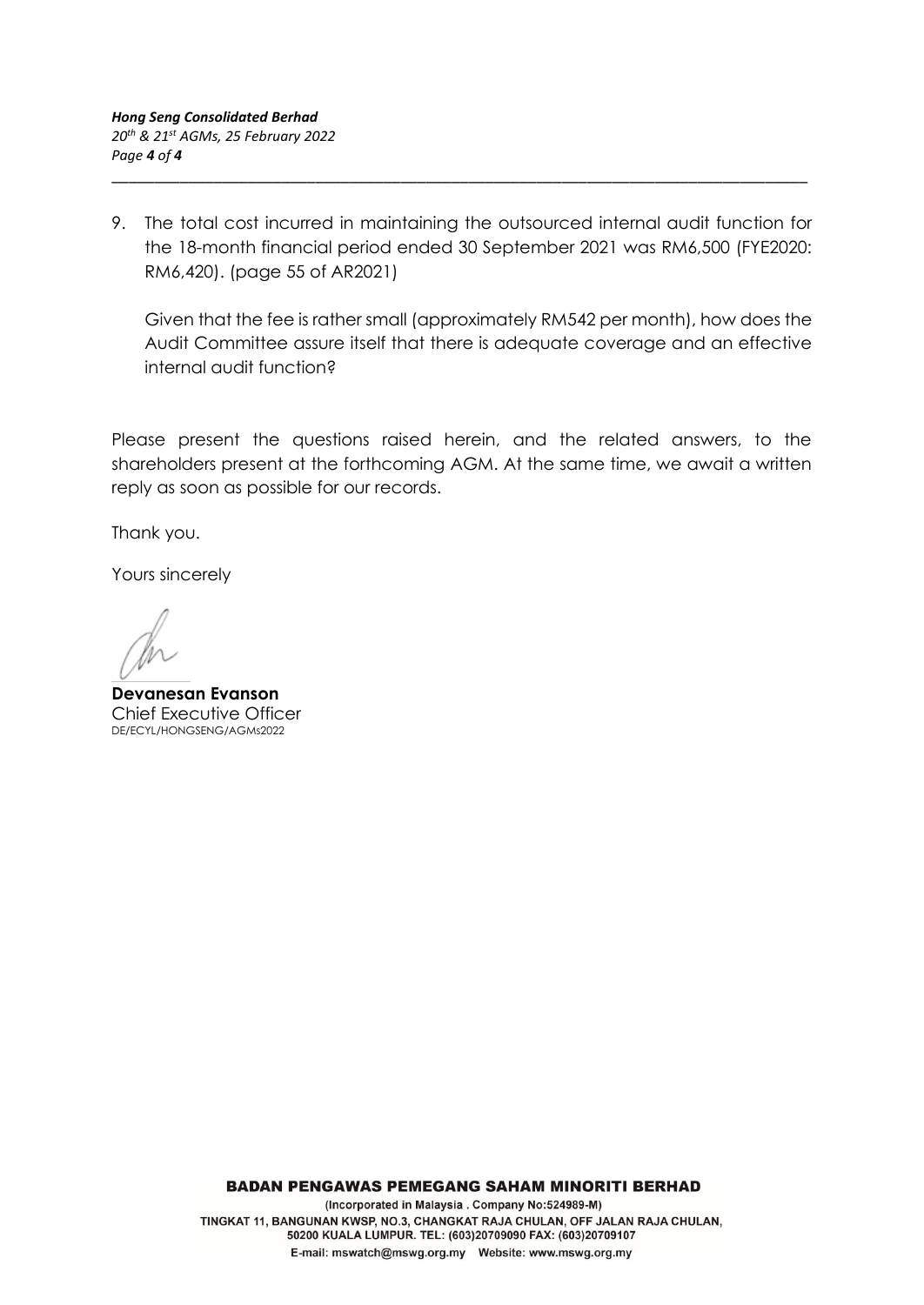9. The total cost incurred in maintaining the outsourced internal audit function for the 18-month financial period ended 30 September 2021 was RM6,500 (FYE2020: RM6,420). (page 55 of AR2021)

   Given that the fee is rather small (approximately RM542 per month), how does the Audit Committee assure itself that there is adequate coverage and an effective internal audit function?

Please present the questions raised herein, and the related answers, to the shareholders present at the forthcoming AGM. At the same time, we await a written reply as soon as possible for our records.

Thank you.

Yours sincerely

**Devanesan Evanson**
Chief Executive Officer
DE/ECYL/HONGSENG/AGMs2022

**BADAN PENGAWAS PEMEGANG SAHAM MINORITI BERHAD**
(Incorporated in Malaysia . Company No:524989-M)
TINGKAT 11, BANGUNAN KWSP, NO.3, CHANGKAT RAJA CHULAN, OFF JALAN RAJA CHULAN, 50200 KUALA LUMPUR. TEL: (603)20709090 FAX: (603)20709107
E-mail: mswatch@mswg.org.my Website: www.mswg.org.my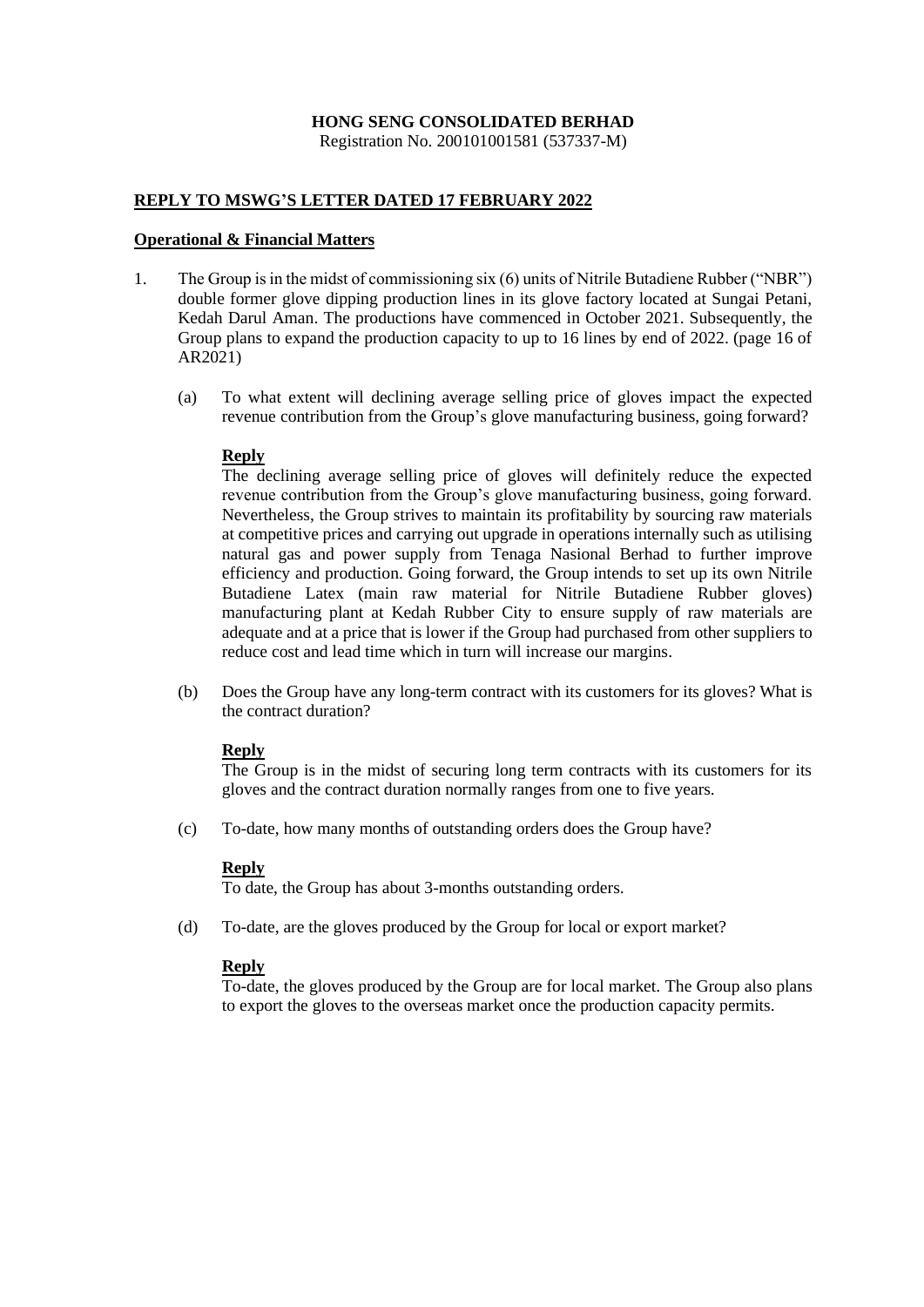**HONG SENG CONSOLIDATED BERHAD**
Registration No. 200101001581 (537337-M)

**REPLY TO MSWG'S LETTER DATED 17 FEBRUARY 2022**

**Operational & Financial Matters**

1. The Group is in the midst of commissioning six (6) units of Nitrile Butadiene Rubber ("NBR") double former glove dipping production lines in its glove factory located at Sungai Petani, Kedah Darul Aman. The productions have commenced in October 2021. Subsequently, the Group plans to expand the production capacity to up to 16 lines by end of 2022. (page 16 of AR2021)

   (a) To what extent will declining average selling price of gloves impact the expected revenue contribution from the Group's glove manufacturing business, going forward?

   **Reply**
   The declining average selling price of gloves will definitely reduce the expected revenue contribution from the Group's glove manufacturing business, going forward. Nevertheless, the Group strives to maintain its profitability by sourcing raw materials at competitive prices and carrying out upgrade in operations internally such as utilising natural gas and power supply from Tenaga Nasional Berhad to further improve efficiency and production. Going forward, the Group intends to set up its own Nitrile Butadiene Latex (main raw material for Nitrile Butadiene Rubber gloves) manufacturing plant at Kedah Rubber City to ensure supply of raw materials are adequate and at a price that is lower if the Group had purchased from other suppliers to reduce cost and lead time which in turn will increase our margins.

   (b) Does the Group have any long-term contract with its customers for its gloves? What is the contract duration?

   **Reply**
   The Group is in the midst of securing long term contracts with its customers for its gloves and the contract duration normally ranges from one to five years.

   (c) To-date, how many months of outstanding orders does the Group have?

   **Reply**
   To date, the Group has about 3-months outstanding orders.

   (d) To-date, are the gloves produced by the Group for local or export market?

   **Reply**
   To-date, the gloves produced by the Group are for local market. The Group also plans to export the gloves to the overseas market once the production capacity permits.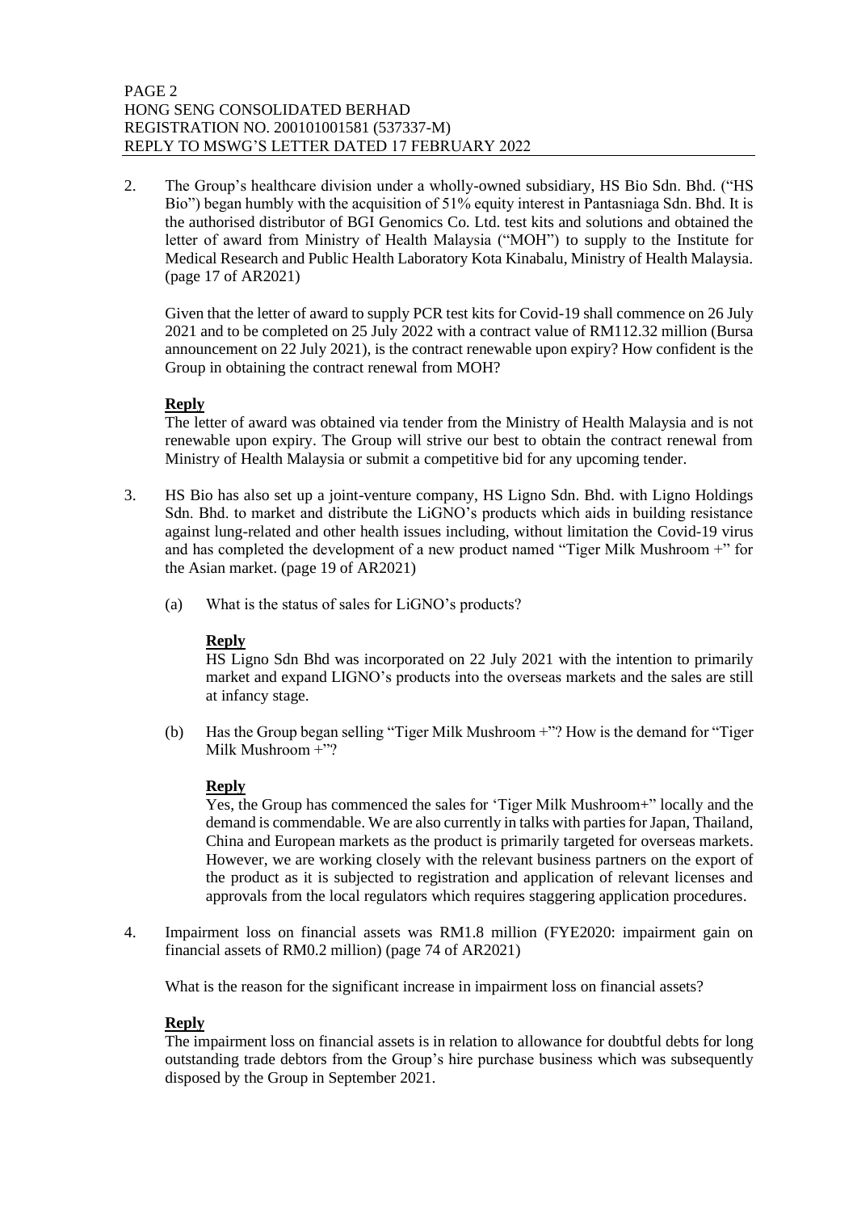2. The Group's healthcare division under a wholly-owned subsidiary, HS Bio Sdn. Bhd. ("HS Bio") began humbly with the acquisition of 51% equity interest in Pantasniaga Sdn. Bhd. It is the authorised distributor of BGI Genomics Co. Ltd. test kits and solutions and obtained the letter of award from Ministry of Health Malaysia ("MOH") to supply to the Institute for Medical Research and Public Health Laboratory Kota Kinabalu, Ministry of Health Malaysia. (page 17 of AR2021)

   Given that the letter of award to supply PCR test kits for Covid-19 shall commence on 26 July 2021 and to be completed on 25 July 2022 with a contract value of RM112.32 million (Bursa announcement on 22 July 2021), is the contract renewable upon expiry? How confident is the Group in obtaining the contract renewal from MOH?

   **Reply**
   The letter of award was obtained via tender from the Ministry of Health Malaysia and is not renewable upon expiry. The Group will strive our best to obtain the contract renewal from Ministry of Health Malaysia or submit a competitive bid for any upcoming tender.

3. HS Bio has also set up a joint-venture company, HS Ligno Sdn. Bhd. with Ligno Holdings Sdn. Bhd. to market and distribute the LiGNO's products which aids in building resistance against lung-related and other health issues including, without limitation the Covid-19 virus and has completed the development of a new product named "Tiger Milk Mushroom +" for the Asian market. (page 19 of AR2021)

   (a) What is the status of sales for LiGNO's products?

   **Reply**
   HS Ligno Sdn Bhd was incorporated on 22 July 2021 with the intention to primarily market and expand LIGNO's products into the overseas markets and the sales are still at infancy stage.

   (b) Has the Group began selling "Tiger Milk Mushroom +"? How is the demand for "Tiger Milk Mushroom +"?

   **Reply**
   Yes, the Group has commenced the sales for 'Tiger Milk Mushroom+" locally and the demand is commendable. We are also currently in talks with parties for Japan, Thailand, China and European markets as the product is primarily targeted for overseas markets. However, we are working closely with the relevant business partners on the export of the product as it is subjected to registration and application of relevant licenses and approvals from the local regulators which requires staggering application procedures.

4. Impairment loss on financial assets was RM1.8 million (FYE2020: impairment gain on financial assets of RM0.2 million) (page 74 of AR2021)

   What is the reason for the significant increase in impairment loss on financial assets?

   **Reply**
   The impairment loss on financial assets is in relation to allowance for doubtful debts for long outstanding trade debtors from the Group's hire purchase business which was subsequently disposed by the Group in September 2021.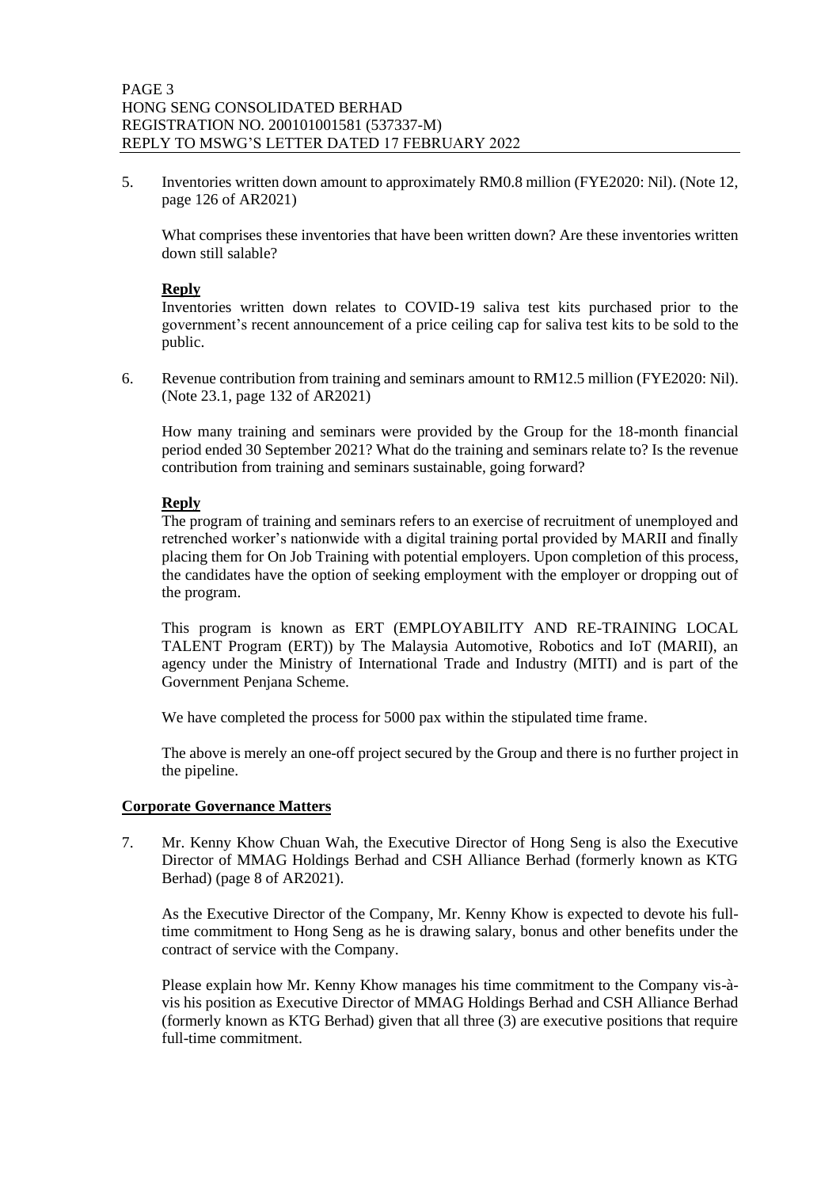5. Inventories written down amount to approximately RM0.8 million (FYE2020: Nil). (Note 12, page 126 of AR2021)

   What comprises these inventories that have been written down? Are these inventories written down still salable?

   **Reply**

   Inventories written down relates to COVID-19 saliva test kits purchased prior to the government's recent announcement of a price ceiling cap for saliva test kits to be sold to the public.

6. Revenue contribution from training and seminars amount to RM12.5 million (FYE2020: Nil). (Note 23.1, page 132 of AR2021)

   How many training and seminars were provided by the Group for the 18-month financial period ended 30 September 2021? What do the training and seminars relate to? Is the revenue contribution from training and seminars sustainable, going forward?

   **Reply**

   The program of training and seminars refers to an exercise of recruitment of unemployed and retrenched worker's nationwide with a digital training portal provided by MARII and finally placing them for On Job Training with potential employers. Upon completion of this process, the candidates have the option of seeking employment with the employer or dropping out of the program.

   This program is known as ERT (EMPLOYABILITY AND RE-TRAINING LOCAL TALENT Program (ERT)) by The Malaysia Automotive, Robotics and IoT (MARII), an agency under the Ministry of International Trade and Industry (MITI) and is part of the Government Penjana Scheme.

   We have completed the process for 5000 pax within the stipulated time frame.

   The above is merely an one-off project secured by the Group and there is no further project in the pipeline.

**Corporate Governance Matters**

7. Mr. Kenny Khow Chuan Wah, the Executive Director of Hong Seng is also the Executive Director of MMAG Holdings Berhad and CSH Alliance Berhad (formerly known as KTG Berhad) (page 8 of AR2021).

   As the Executive Director of the Company, Mr. Kenny Khow is expected to devote his full-time commitment to Hong Seng as he is drawing salary, bonus and other benefits under the contract of service with the Company.

   Please explain how Mr. Kenny Khow manages his time commitment to the Company vis-à-vis his position as Executive Director of MMAG Holdings Berhad and CSH Alliance Berhad (formerly known as KTG Berhad) given that all three (3) are executive positions that require full-time commitment.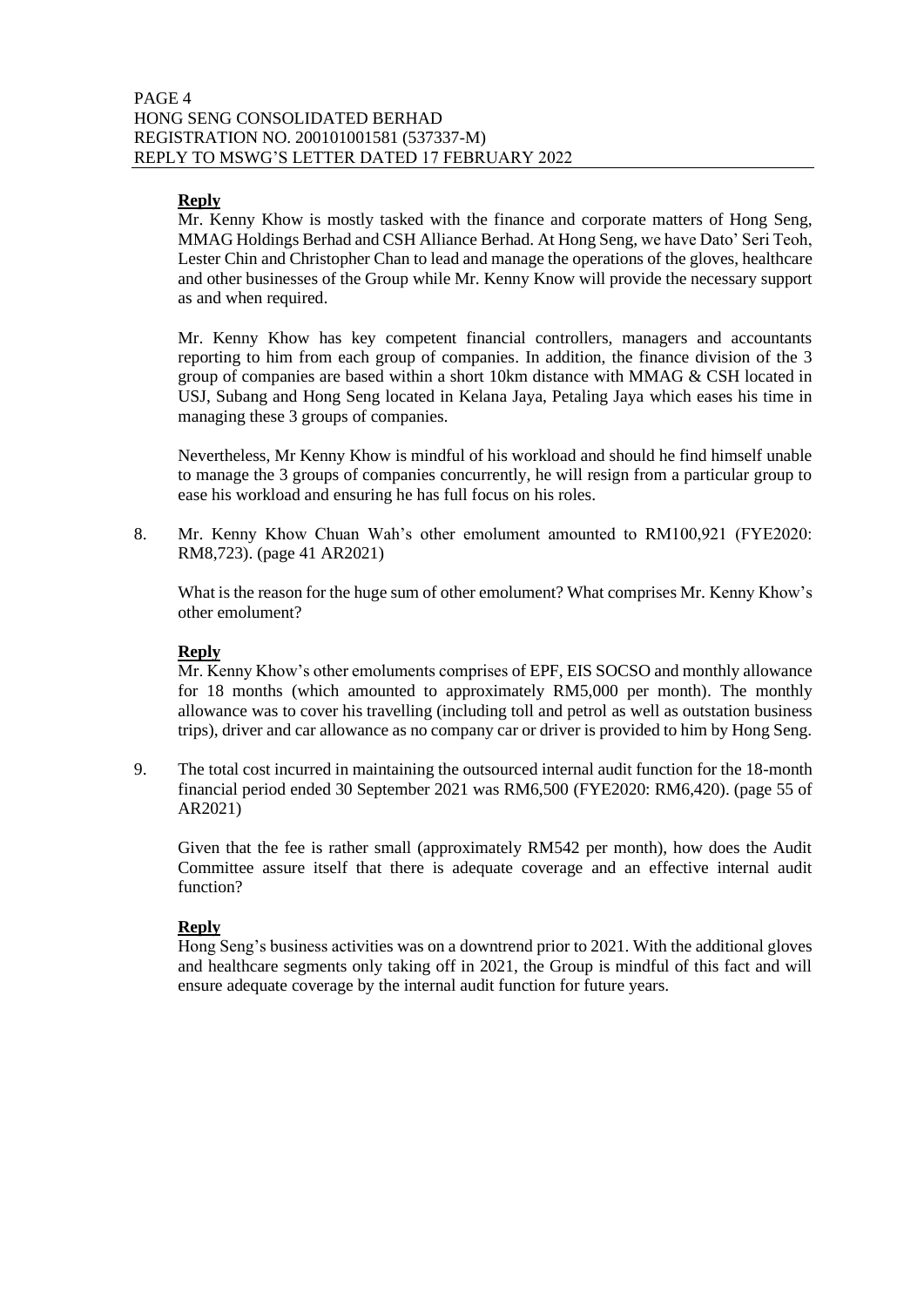**Reply**

Mr. Kenny Khow is mostly tasked with the finance and corporate matters of Hong Seng, MMAG Holdings Berhad and CSH Alliance Berhad. At Hong Seng, we have Dato' Seri Teoh, Lester Chin and Christopher Chan to lead and manage the operations of the gloves, healthcare and other businesses of the Group while Mr. Kenny Know will provide the necessary support as and when required.

Mr. Kenny Khow has key competent financial controllers, managers and accountants reporting to him from each group of companies. In addition, the finance division of the 3 group of companies are based within a short 10km distance with MMAG & CSH located in USJ, Subang and Hong Seng located in Kelana Jaya, Petaling Jaya which eases his time in managing these 3 groups of companies.

Nevertheless, Mr Kenny Khow is mindful of his workload and should he find himself unable to manage the 3 groups of companies concurrently, he will resign from a particular group to ease his workload and ensuring he has full focus on his roles.

8. Mr. Kenny Khow Chuan Wah's other emolument amounted to RM100,921 (FYE2020: RM8,723). (page 41 AR2021)

   What is the reason for the huge sum of other emolument? What comprises Mr. Kenny Khow's other emolument?

   **Reply**

   Mr. Kenny Khow's other emoluments comprises of EPF, EIS SOCSO and monthly allowance for 18 months (which amounted to approximately RM5,000 per month). The monthly allowance was to cover his travelling (including toll and petrol as well as outstation business trips), driver and car allowance as no company car or driver is provided to him by Hong Seng.

9. The total cost incurred in maintaining the outsourced internal audit function for the 18-month financial period ended 30 September 2021 was RM6,500 (FYE2020: RM6,420). (page 55 of AR2021)

   Given that the fee is rather small (approximately RM542 per month), how does the Audit Committee assure itself that there is adequate coverage and an effective internal audit function?

   **Reply**

   Hong Seng's business activities was on a downtrend prior to 2021. With the additional gloves and healthcare segments only taking off in 2021, the Group is mindful of this fact and will ensure adequate coverage by the internal audit function for future years.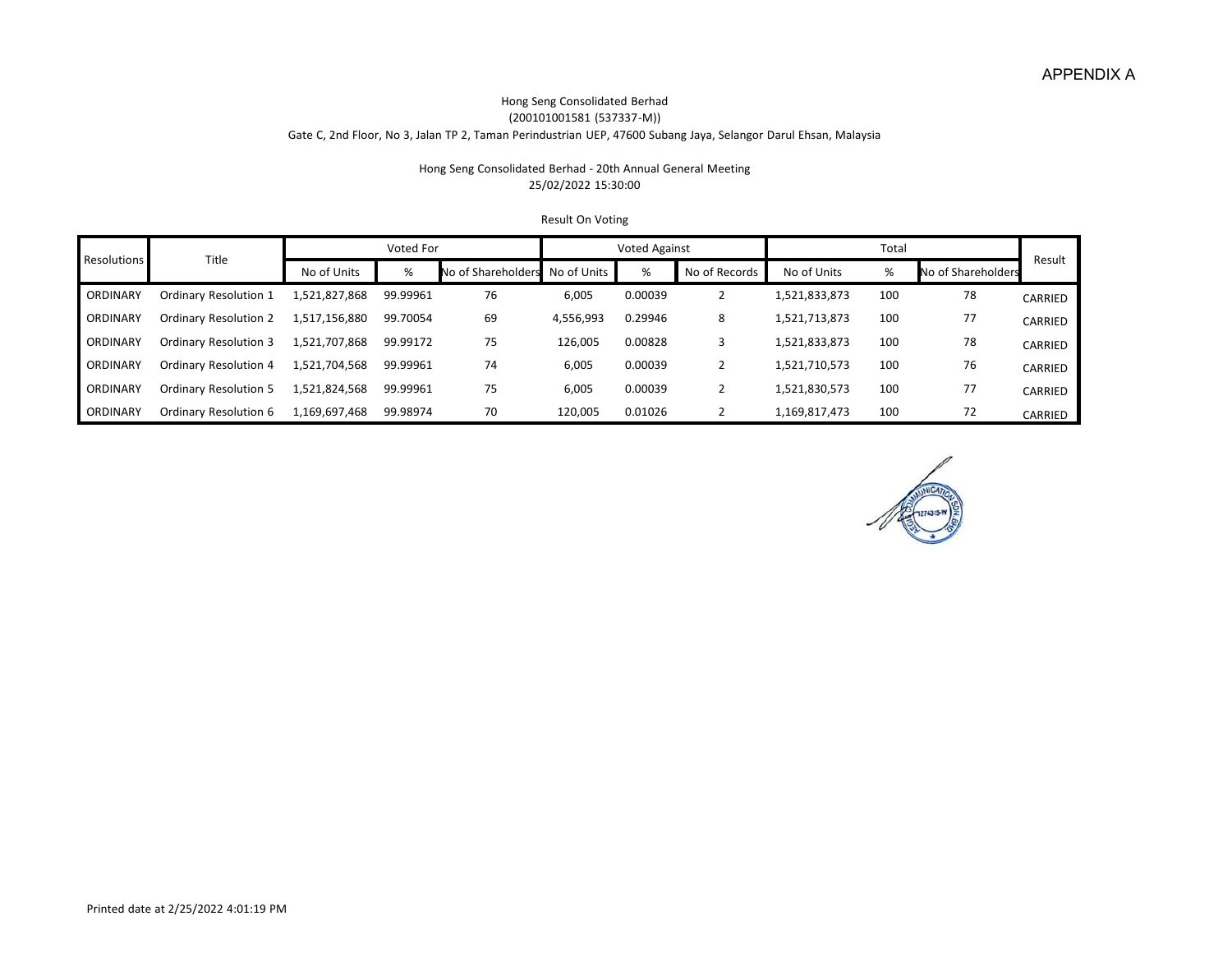APPENDIX A

Hong Seng Consolidated Berhad
(200101001581 (537337-M))
Gate C, 2nd Floor, No 3, Jalan TP 2, Taman Perindustrian UEP, 47600 Subang Jaya, Selangor Darul Ehsan, Malaysia

Hong Seng Consolidated Berhad - 20th Annual General Meeting
25/02/2022 15:30:00

Result On Voting

| Resolutions | Title | Voted For | | | Voted Against | | | Total | | | Result |
|---|---|---|---|---|---|---|---|---|---|---|---|
| | | No of Units | % | No of Shareholders | No of Units | % | No of Records | No of Units | % | No of Shareholders | |
| ORDINARY | Ordinary Resolution 1 | 1,521,827,868 | 99.99961 | 76 | 6,005 | 0.00039 | 2 | 1,521,833,873 | 100 | 78 | CARRIED |
| ORDINARY | Ordinary Resolution 2 | 1,517,156,880 | 99.70054 | 69 | 4,556,993 | 0.29946 | 8 | 1,521,713,873 | 100 | 77 | CARRIED |
| ORDINARY | Ordinary Resolution 3 | 1,521,707,868 | 99.99172 | 75 | 126,005 | 0.00828 | 3 | 1,521,833,873 | 100 | 78 | CARRIED |
| ORDINARY | Ordinary Resolution 4 | 1,521,704,568 | 99.99961 | 74 | 6,005 | 0.00039 | 2 | 1,521,710,573 | 100 | 76 | CARRIED |
| ORDINARY | Ordinary Resolution 5 | 1,521,824,568 | 99.99961 | 75 | 6,005 | 0.00039 | 2 | 1,521,830,573 | 100 | 77 | CARRIED |
| ORDINARY | Ordinary Resolution 6 | 1,169,697,468 | 99.98974 | 70 | 120,005 | 0.01026 | 2 | 1,169,817,473 | 100 | 72 | CARRIED |

Printed date at 2/25/2022 4:01:19 PM